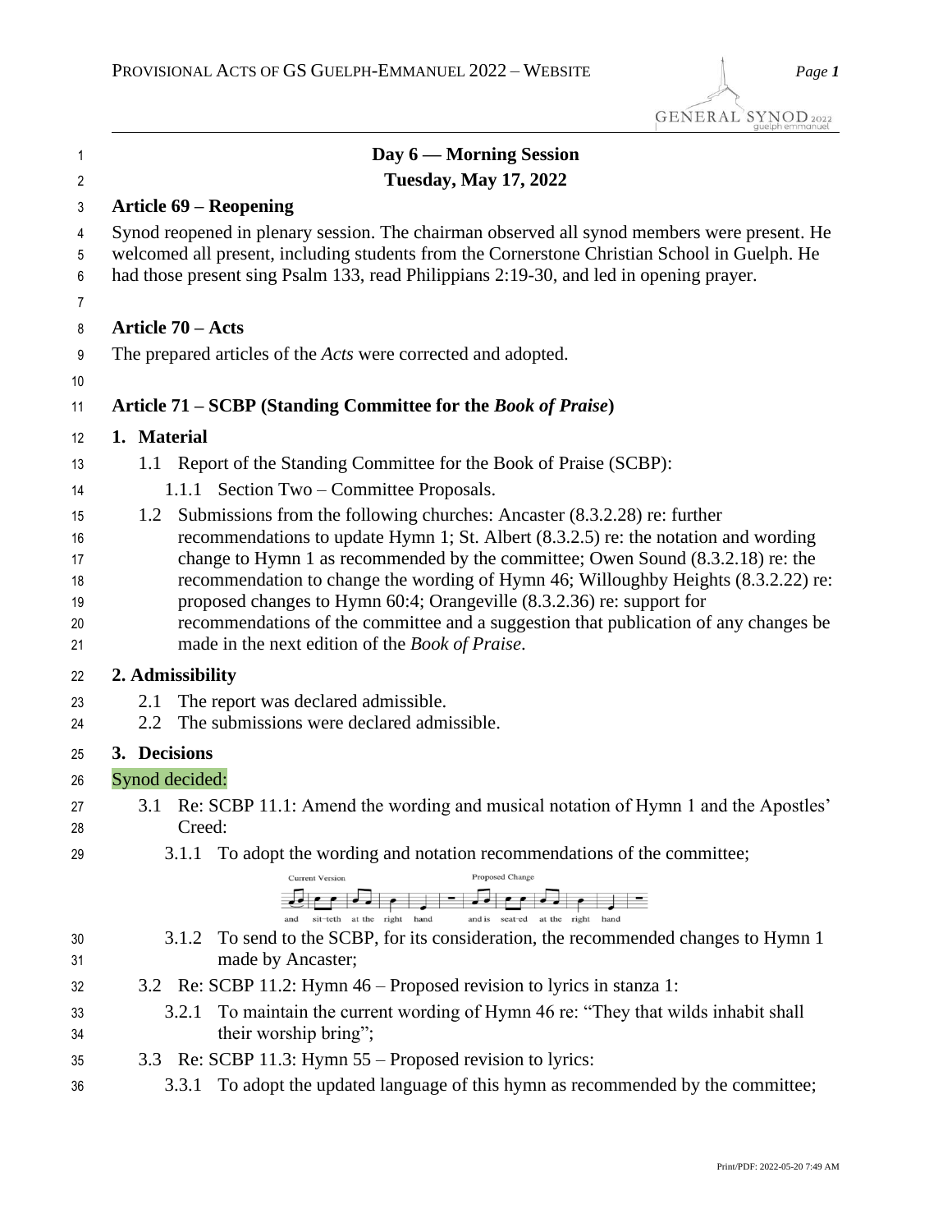## Day 6 — Morning Session

## Tuesday, May 17, 2022

### Article 69 – Reopening

Synod reopened in plenary session. The chairman observed all synod members were present. He welcomed all present, including students from the Cornerstone Christian School in Guelph. He had those present sing Psalm 133, read Philippians 2:19-30, and led in opening prayer.

### Article 70 – Acts

The prepared articles of the *Acts* were corrected and adopted.

### Article 71 – SCBP (Standing Committee for the *Book of Praise*)

**1. Material**

- 1.1 Report of the Standing Committee for the Book of Praise (SCBP):
  - 1.1.1 Section Two – Committee Proposals.
- 1.2 Submissions from the following churches: Ancaster (8.3.2.28) re: further recommendations to update Hymn 1; St. Albert (8.3.2.5) re: the notation and wording change to Hymn 1 as recommended by the committee; Owen Sound (8.3.2.18) re: the recommendation to change the wording of Hymn 46; Willoughby Heights (8.3.2.22) re: proposed changes to Hymn 60:4; Orangeville (8.3.2.36) re: support for recommendations of the committee and a suggestion that publication of any changes be made in the next edition of the *Book of Praise*.

**2. Admissibility**

- 2.1 The report was declared admissible.
- 2.2 The submissions were declared admissible.

**3. Decisions**

Synod decided:

- 3.1 Re: SCBP 11.1: Amend the wording and musical notation of Hymn 1 and the Apostles' Creed:
  - 3.1.1 To adopt the wording and notation recommendations of the committee;

    Current Version: and sit-teth at the right hand — Proposed Change: and is seat-ed at the right hand

  - 3.1.2 To send to the SCBP, for its consideration, the recommended changes to Hymn 1 made by Ancaster;
- 3.2 Re: SCBP 11.2: Hymn 46 – Proposed revision to lyrics in stanza 1:
  - 3.2.1 To maintain the current wording of Hymn 46 re: "They that wilds inhabit shall their worship bring";
- 3.3 Re: SCBP 11.3: Hymn 55 – Proposed revision to lyrics:
  - 3.3.1 To adopt the updated language of this hymn as recommended by the committee;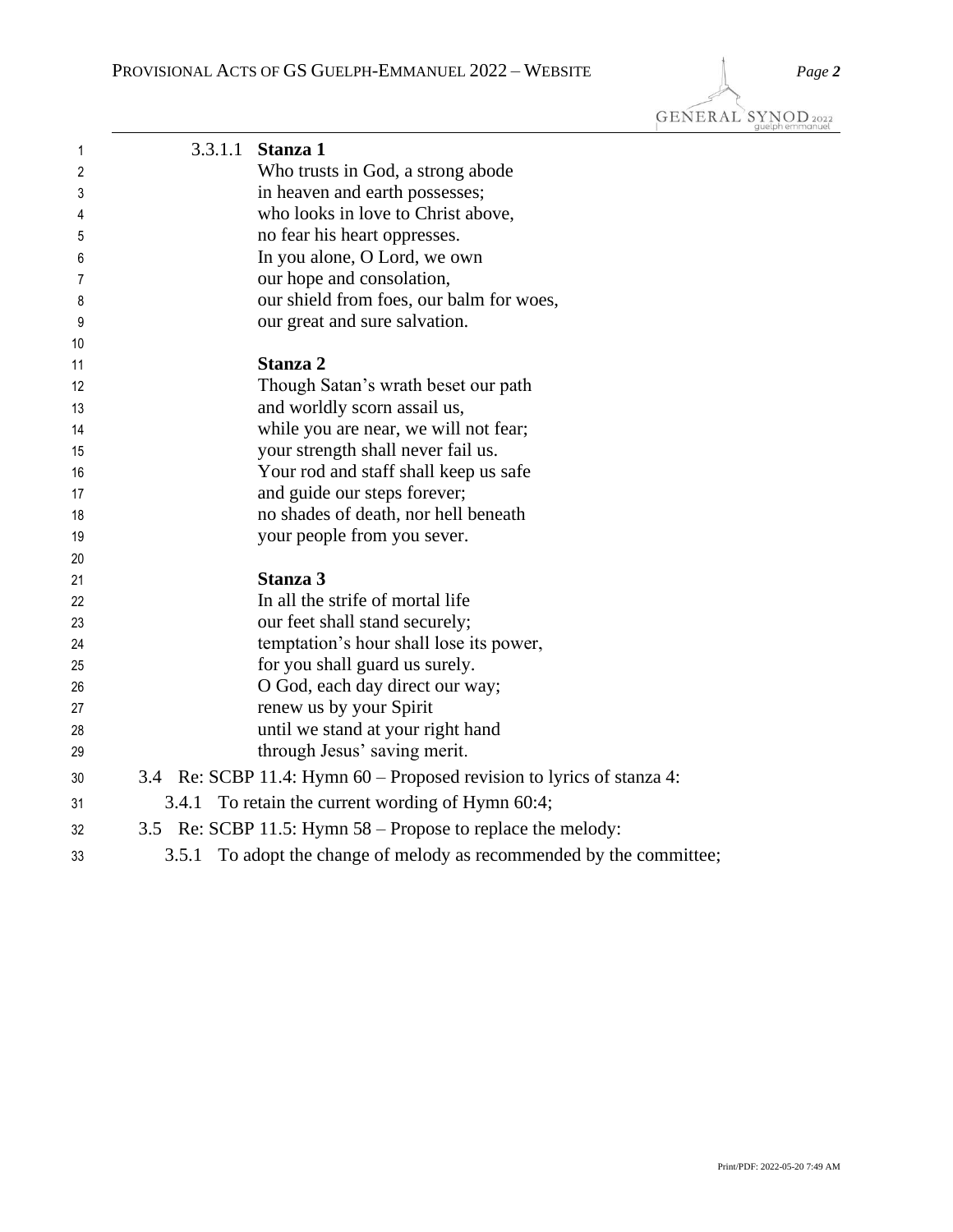3.3.1.1 **Stanza 1**

Who trusts in God, a strong abode
in heaven and earth possesses;
who looks in love to Christ above,
no fear his heart oppresses.
In you alone, O Lord, we own
our hope and consolation,
our shield from foes, our balm for woes,
our great and sure salvation.

**Stanza 2**

Though Satan's wrath beset our path
and worldly scorn assail us,
while you are near, we will not fear;
your strength shall never fail us.
Your rod and staff shall keep us safe
and guide our steps forever;
no shades of death, nor hell beneath
your people from you sever.

**Stanza 3**

In all the strife of mortal life
our feet shall stand securely;
temptation's hour shall lose its power,
for you shall guard us surely.
O God, each day direct our way;
renew us by your Spirit
until we stand at your right hand
through Jesus' saving merit.

3.4 Re: SCBP 11.4: Hymn 60 – Proposed revision to lyrics of stanza 4:

3.4.1 To retain the current wording of Hymn 60:4;

3.5 Re: SCBP 11.5: Hymn 58 – Propose to replace the melody:

3.5.1 To adopt the change of melody as recommended by the committee;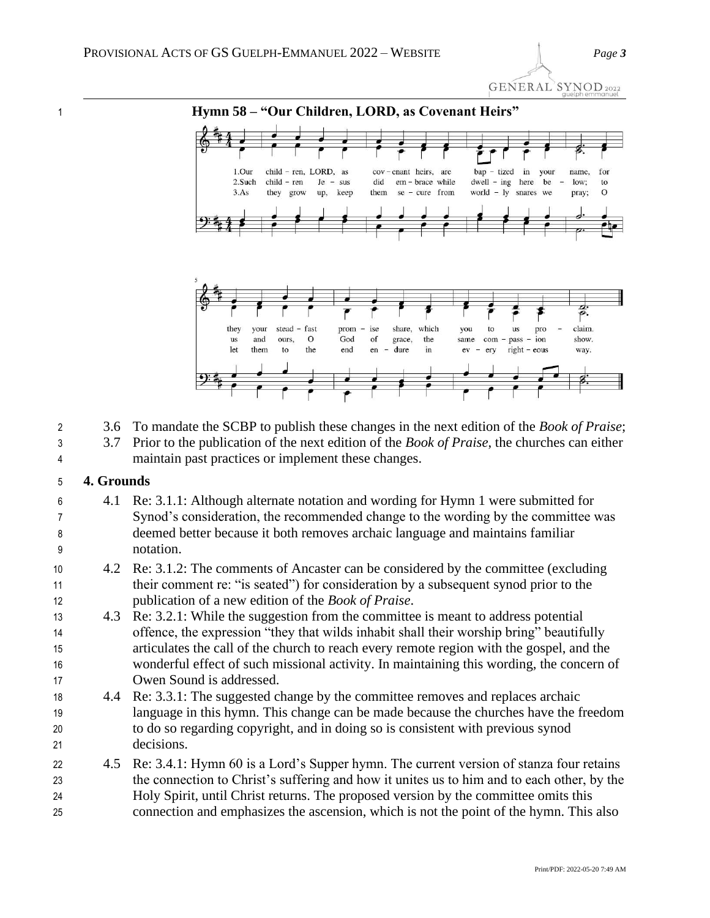### Hymn 58 – "Our Children, LORD, as Covenant Heirs"

1.Our child – ren, LORD, as cov – enant heirs, are bap – tized in your name, for they your stead – fast prom – ise share, which you to us pro – claim.

2.Such child – ren Je – sus did em – brace while dwell – ing here be – low; to us and ours, O God of grace, the same com – pass – ion show.

3.As they grow up, keep them se – cure from world – ly snares we pray; O let them to the end en – dure in ev – ery right – eous way.

3.6 To mandate the SCBP to publish these changes in the next edition of the *Book of Praise*;

3.7 Prior to the publication of the next edition of the *Book of Praise*, the churches can either maintain past practices or implement these changes.

## 4. Grounds

4.1 Re: 3.1.1: Although alternate notation and wording for Hymn 1 were submitted for Synod's consideration, the recommended change to the wording by the committee was deemed better because it both removes archaic language and maintains familiar notation.

4.2 Re: 3.1.2: The comments of Ancaster can be considered by the committee (excluding their comment re: "is seated") for consideration by a subsequent synod prior to the publication of a new edition of the *Book of Praise*.

4.3 Re: 3.2.1: While the suggestion from the committee is meant to address potential offence, the expression "they that wilds inhabit shall their worship bring" beautifully articulates the call of the church to reach every remote region with the gospel, and the wonderful effect of such missional activity. In maintaining this wording, the concern of Owen Sound is addressed.

4.4 Re: 3.3.1: The suggested change by the committee removes and replaces archaic language in this hymn. This change can be made because the churches have the freedom to do so regarding copyright, and in doing so is consistent with previous synod decisions.

4.5 Re: 3.4.1: Hymn 60 is a Lord's Supper hymn. The current version of stanza four retains the connection to Christ's suffering and how it unites us to him and to each other, by the Holy Spirit, until Christ returns. The proposed version by the committee omits this connection and emphasizes the ascension, which is not the point of the hymn. This also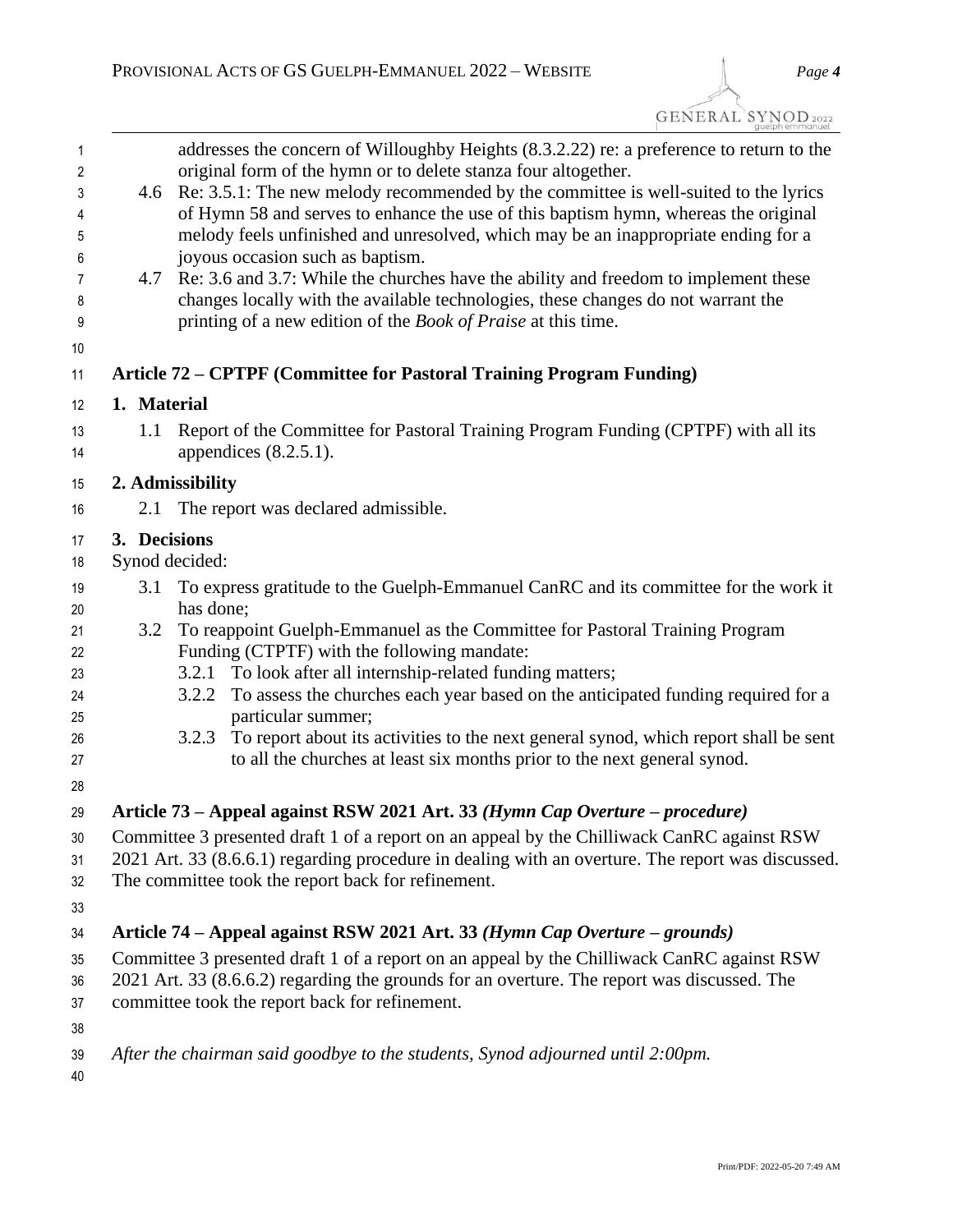addresses the concern of Willoughby Heights (8.3.2.22) re: a preference to return to the original form of the hymn or to delete stanza four altogether.

4.6 Re: 3.5.1: The new melody recommended by the committee is well-suited to the lyrics of Hymn 58 and serves to enhance the use of this baptism hymn, whereas the original melody feels unfinished and unresolved, which may be an inappropriate ending for a joyous occasion such as baptism.

4.7 Re: 3.6 and 3.7: While the churches have the ability and freedom to implement these changes locally with the available technologies, these changes do not warrant the printing of a new edition of the *Book of Praise* at this time.

## Article 72 – CPTPF (Committee for Pastoral Training Program Funding)

**1. Material**

1.1 Report of the Committee for Pastoral Training Program Funding (CPTPF) with all its appendices (8.2.5.1).

**2. Admissibility**

2.1 The report was declared admissible.

**3. Decisions**

Synod decided:

3.1 To express gratitude to the Guelph-Emmanuel CanRC and its committee for the work it has done;

3.2 To reappoint Guelph-Emmanuel as the Committee for Pastoral Training Program Funding (CTPTF) with the following mandate:

- 3.2.1 To look after all internship-related funding matters;
- 3.2.2 To assess the churches each year based on the anticipated funding required for a particular summer;
- 3.2.3 To report about its activities to the next general synod, which report shall be sent to all the churches at least six months prior to the next general synod.

## Article 73 – Appeal against RSW 2021 Art. 33 *(Hymn Cap Overture – procedure)*

Committee 3 presented draft 1 of a report on an appeal by the Chilliwack CanRC against RSW 2021 Art. 33 (8.6.6.1) regarding procedure in dealing with an overture. The report was discussed. The committee took the report back for refinement.

## Article 74 – Appeal against RSW 2021 Art. 33 *(Hymn Cap Overture – grounds)*

Committee 3 presented draft 1 of a report on an appeal by the Chilliwack CanRC against RSW 2021 Art. 33 (8.6.6.2) regarding the grounds for an overture. The report was discussed. The committee took the report back for refinement.

*After the chairman said goodbye to the students, Synod adjourned until 2:00pm.*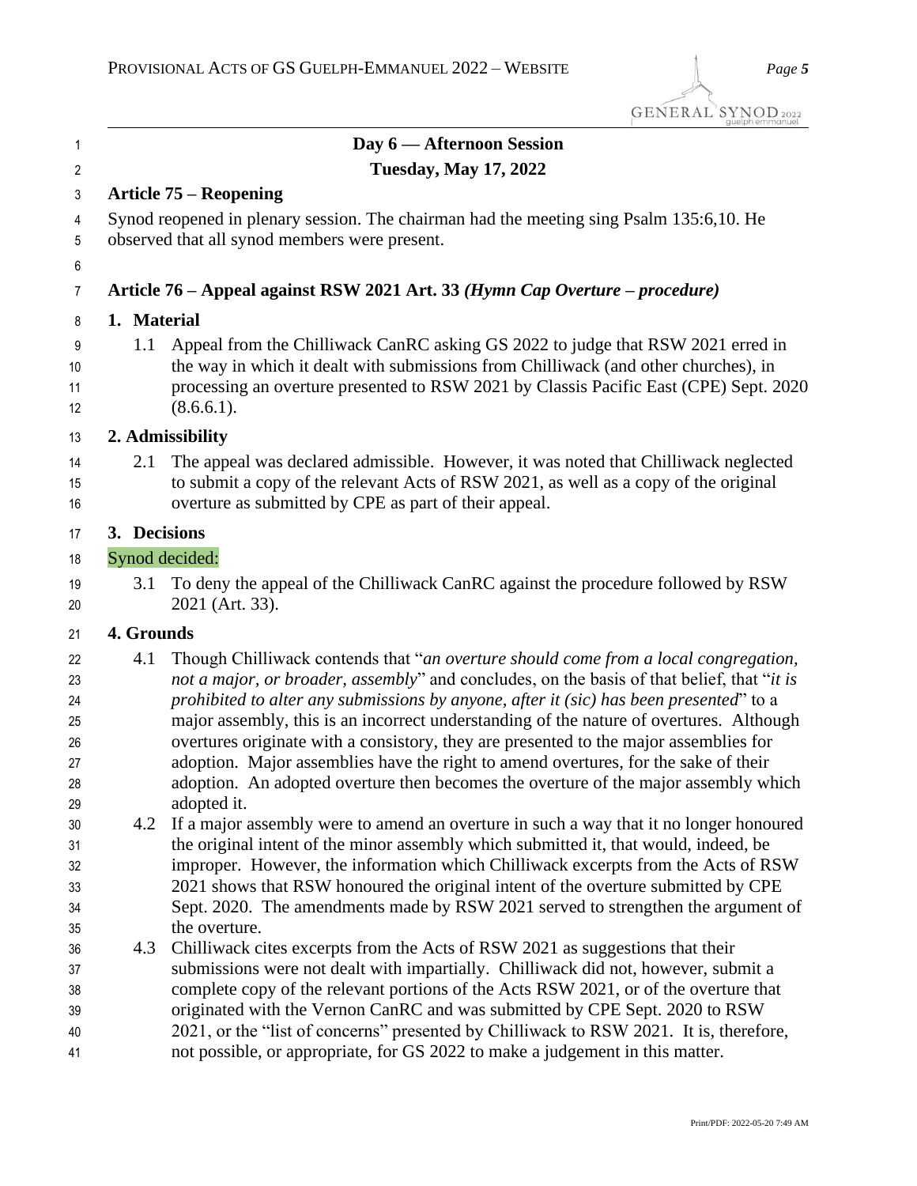**Day 6 — Afternoon Session**

**Tuesday, May 17, 2022**

### Article 75 – Reopening

Synod reopened in plenary session. The chairman had the meeting sing Psalm 135:6,10. He observed that all synod members were present.

### Article 76 – Appeal against RSW 2021 Art. 33 *(Hymn Cap Overture – procedure)*

**1. Material**

1.1 Appeal from the Chilliwack CanRC asking GS 2022 to judge that RSW 2021 erred in the way in which it dealt with submissions from Chilliwack (and other churches), in processing an overture presented to RSW 2021 by Classis Pacific East (CPE) Sept. 2020 (8.6.6.1).

**2. Admissibility**

2.1 The appeal was declared admissible. However, it was noted that Chilliwack neglected to submit a copy of the relevant Acts of RSW 2021, as well as a copy of the original overture as submitted by CPE as part of their appeal.

**3. Decisions**

Synod decided:

3.1 To deny the appeal of the Chilliwack CanRC against the procedure followed by RSW 2021 (Art. 33).

**4. Grounds**

4.1 Though Chilliwack contends that "*an overture should come from a local congregation, not a major, or broader, assembly*" and concludes, on the basis of that belief, that "*it is prohibited to alter any submissions by anyone, after it (sic) has been presented*" to a major assembly, this is an incorrect understanding of the nature of overtures. Although overtures originate with a consistory, they are presented to the major assemblies for adoption. Major assemblies have the right to amend overtures, for the sake of their adoption. An adopted overture then becomes the overture of the major assembly which adopted it.

4.2 If a major assembly were to amend an overture in such a way that it no longer honoured the original intent of the minor assembly which submitted it, that would, indeed, be improper. However, the information which Chilliwack excerpts from the Acts of RSW 2021 shows that RSW honoured the original intent of the overture submitted by CPE Sept. 2020. The amendments made by RSW 2021 served to strengthen the argument of the overture.

4.3 Chilliwack cites excerpts from the Acts of RSW 2021 as suggestions that their submissions were not dealt with impartially. Chilliwack did not, however, submit a complete copy of the relevant portions of the Acts RSW 2021, or of the overture that originated with the Vernon CanRC and was submitted by CPE Sept. 2020 to RSW 2021, or the "list of concerns" presented by Chilliwack to RSW 2021. It is, therefore, not possible, or appropriate, for GS 2022 to make a judgement in this matter.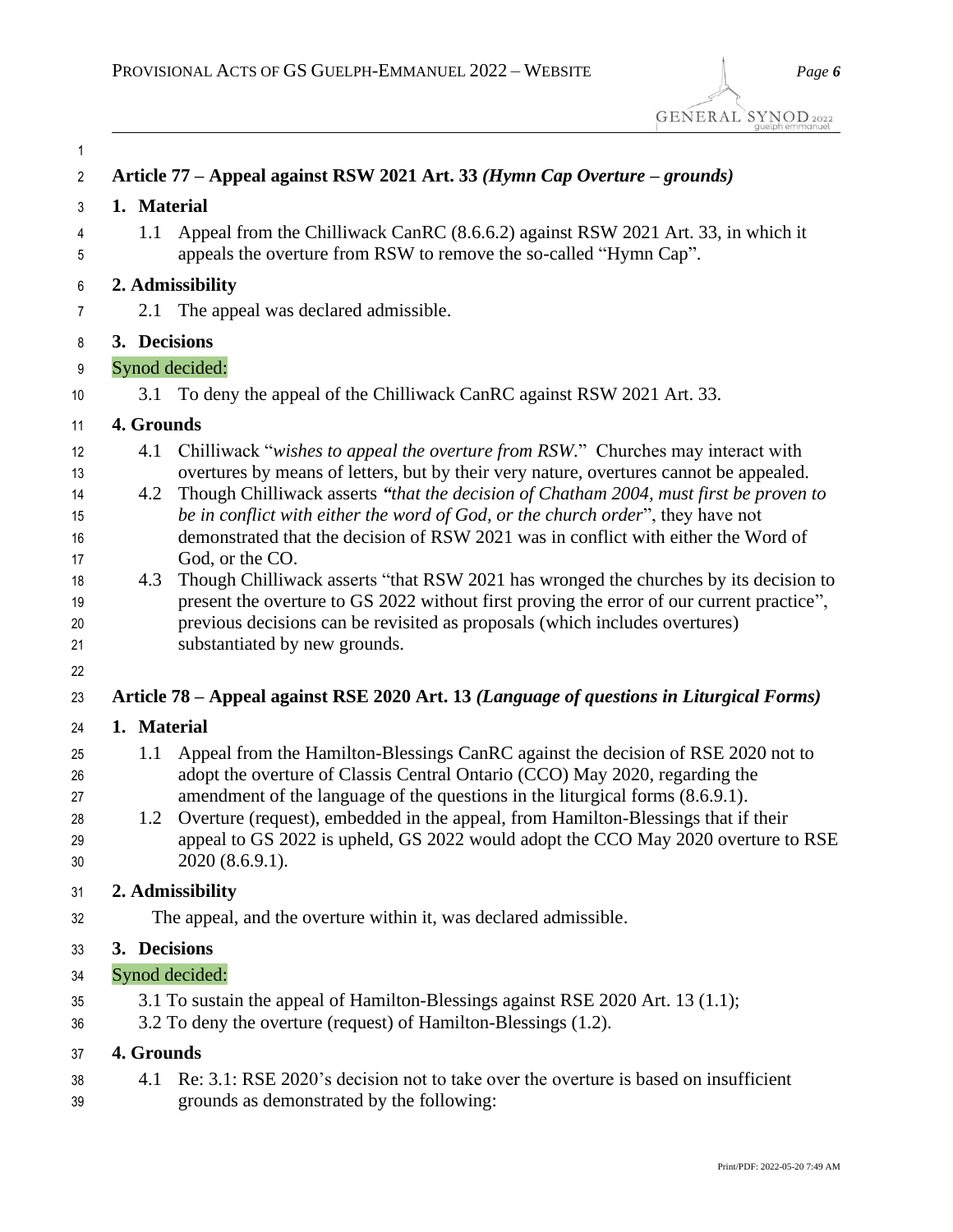## Article 77 – Appeal against RSW 2021 Art. 33 *(Hymn Cap Overture – grounds)*

### 1. Material

1.1 Appeal from the Chilliwack CanRC (8.6.6.2) against RSW 2021 Art. 33, in which it appeals the overture from RSW to remove the so-called "Hymn Cap".

### 2. Admissibility

2.1 The appeal was declared admissible.

### 3. Decisions

Synod decided:

3.1 To deny the appeal of the Chilliwack CanRC against RSW 2021 Art. 33.

### 4. Grounds

4.1 Chilliwack "*wishes to appeal the overture from RSW.*" Churches may interact with overtures by means of letters, but by their very nature, overtures cannot be appealed.

4.2 Though Chilliwack asserts ***"****that the decision of Chatham 2004, must first be proven to be in conflict with either the word of God, or the church order*", they have not demonstrated that the decision of RSW 2021 was in conflict with either the Word of God, or the CO.

4.3 Though Chilliwack asserts "that RSW 2021 has wronged the churches by its decision to present the overture to GS 2022 without first proving the error of our current practice", previous decisions can be revisited as proposals (which includes overtures) substantiated by new grounds.

## Article 78 – Appeal against RSE 2020 Art. 13 *(Language of questions in Liturgical Forms)*

### 1. Material

1.1 Appeal from the Hamilton-Blessings CanRC against the decision of RSE 2020 not to adopt the overture of Classis Central Ontario (CCO) May 2020, regarding the amendment of the language of the questions in the liturgical forms (8.6.9.1).

1.2 Overture (request), embedded in the appeal, from Hamilton-Blessings that if their appeal to GS 2022 is upheld, GS 2022 would adopt the CCO May 2020 overture to RSE 2020 (8.6.9.1).

### 2. Admissibility

The appeal, and the overture within it, was declared admissible.

### 3. Decisions

Synod decided:

3.1 To sustain the appeal of Hamilton-Blessings against RSE 2020 Art. 13 (1.1);

3.2 To deny the overture (request) of Hamilton-Blessings (1.2).

### 4. Grounds

4.1 Re: 3.1: RSE 2020's decision not to take over the overture is based on insufficient grounds as demonstrated by the following: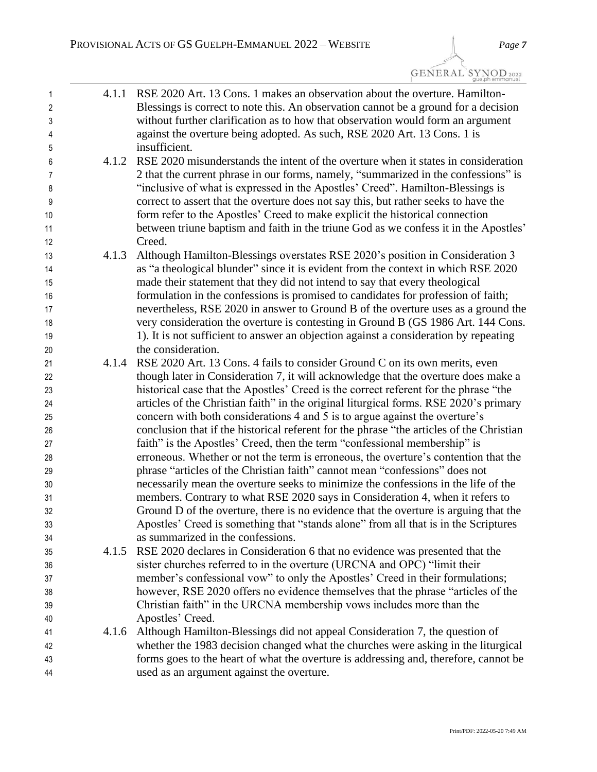4.1.1 RSE 2020 Art. 13 Cons. 1 makes an observation about the overture. Hamilton-Blessings is correct to note this. An observation cannot be a ground for a decision without further clarification as to how that observation would form an argument against the overture being adopted. As such, RSE 2020 Art. 13 Cons. 1 is insufficient.

4.1.2 RSE 2020 misunderstands the intent of the overture when it states in consideration 2 that the current phrase in our forms, namely, "summarized in the confessions" is "inclusive of what is expressed in the Apostles' Creed". Hamilton-Blessings is correct to assert that the overture does not say this, but rather seeks to have the form refer to the Apostles' Creed to make explicit the historical connection between triune baptism and faith in the triune God as we confess it in the Apostles' Creed.

4.1.3 Although Hamilton-Blessings overstates RSE 2020's position in Consideration 3 as "a theological blunder" since it is evident from the context in which RSE 2020 made their statement that they did not intend to say that every theological formulation in the confessions is promised to candidates for profession of faith; nevertheless, RSE 2020 in answer to Ground B of the overture uses as a ground the very consideration the overture is contesting in Ground B (GS 1986 Art. 144 Cons. 1). It is not sufficient to answer an objection against a consideration by repeating the consideration.

4.1.4 RSE 2020 Art. 13 Cons. 4 fails to consider Ground C on its own merits, even though later in Consideration 7, it will acknowledge that the overture does make a historical case that the Apostles' Creed is the correct referent for the phrase "the articles of the Christian faith" in the original liturgical forms. RSE 2020's primary concern with both considerations 4 and 5 is to argue against the overture's conclusion that if the historical referent for the phrase "the articles of the Christian faith" is the Apostles' Creed, then the term "confessional membership" is erroneous. Whether or not the term is erroneous, the overture's contention that the phrase "articles of the Christian faith" cannot mean "confessions" does not necessarily mean the overture seeks to minimize the confessions in the life of the members. Contrary to what RSE 2020 says in Consideration 4, when it refers to Ground D of the overture, there is no evidence that the overture is arguing that the Apostles' Creed is something that "stands alone" from all that is in the Scriptures as summarized in the confessions.

4.1.5 RSE 2020 declares in Consideration 6 that no evidence was presented that the sister churches referred to in the overture (URCNA and OPC) "limit their member's confessional vow" to only the Apostles' Creed in their formulations; however, RSE 2020 offers no evidence themselves that the phrase "articles of the Christian faith" in the URCNA membership vows includes more than the Apostles' Creed.

4.1.6 Although Hamilton-Blessings did not appeal Consideration 7, the question of whether the 1983 decision changed what the churches were asking in the liturgical forms goes to the heart of what the overture is addressing and, therefore, cannot be used as an argument against the overture.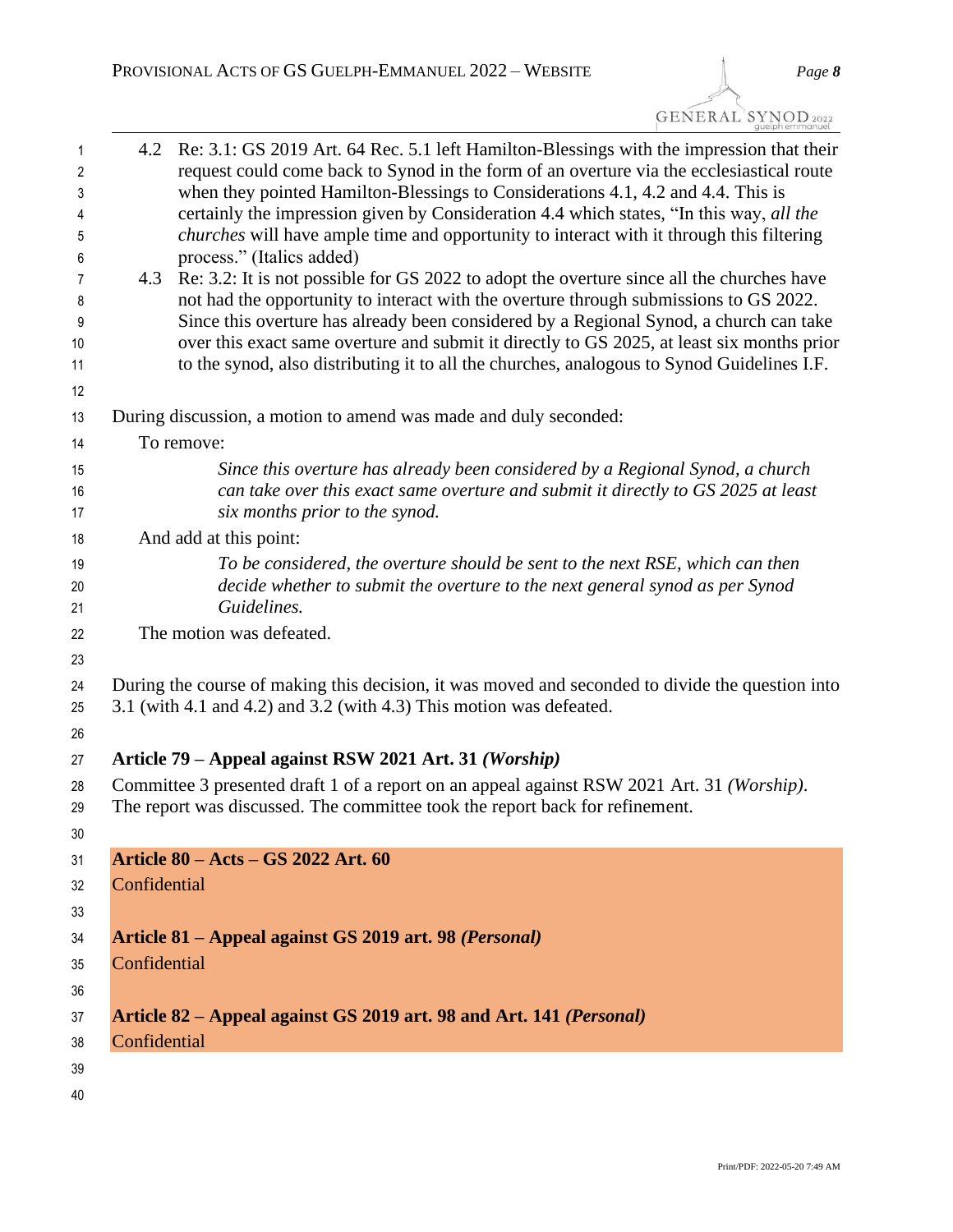4.2 Re: 3.1: GS 2019 Art. 64 Rec. 5.1 left Hamilton-Blessings with the impression that their request could come back to Synod in the form of an overture via the ecclesiastical route when they pointed Hamilton-Blessings to Considerations 4.1, 4.2 and 4.4. This is certainly the impression given by Consideration 4.4 which states, "In this way, *all the churches* will have ample time and opportunity to interact with it through this filtering process." (Italics added)

4.3 Re: 3.2: It is not possible for GS 2022 to adopt the overture since all the churches have not had the opportunity to interact with the overture through submissions to GS 2022. Since this overture has already been considered by a Regional Synod, a church can take over this exact same overture and submit it directly to GS 2025, at least six months prior to the synod, also distributing it to all the churches, analogous to Synod Guidelines I.F.

During discussion, a motion to amend was made and duly seconded:

To remove:

> *Since this overture has already been considered by a Regional Synod, a church can take over this exact same overture and submit it directly to GS 2025 at least six months prior to the synod.*

And add at this point:

> *To be considered, the overture should be sent to the next RSE, which can then decide whether to submit the overture to the next general synod as per Synod Guidelines.*

The motion was defeated.

During the course of making this decision, it was moved and seconded to divide the question into 3.1 (with 4.1 and 4.2) and 3.2 (with 4.3) This motion was defeated.

## Article 79 – Appeal against RSW 2021 Art. 31 *(Worship)*

Committee 3 presented draft 1 of a report on an appeal against RSW 2021 Art. 31 *(Worship)*. The report was discussed. The committee took the report back for refinement.

## Article 80 – Acts – GS 2022 Art. 60

Confidential

## Article 81 – Appeal against GS 2019 art. 98 *(Personal)*

Confidential

## Article 82 – Appeal against GS 2019 art. 98 and Art. 141 *(Personal)*

Confidential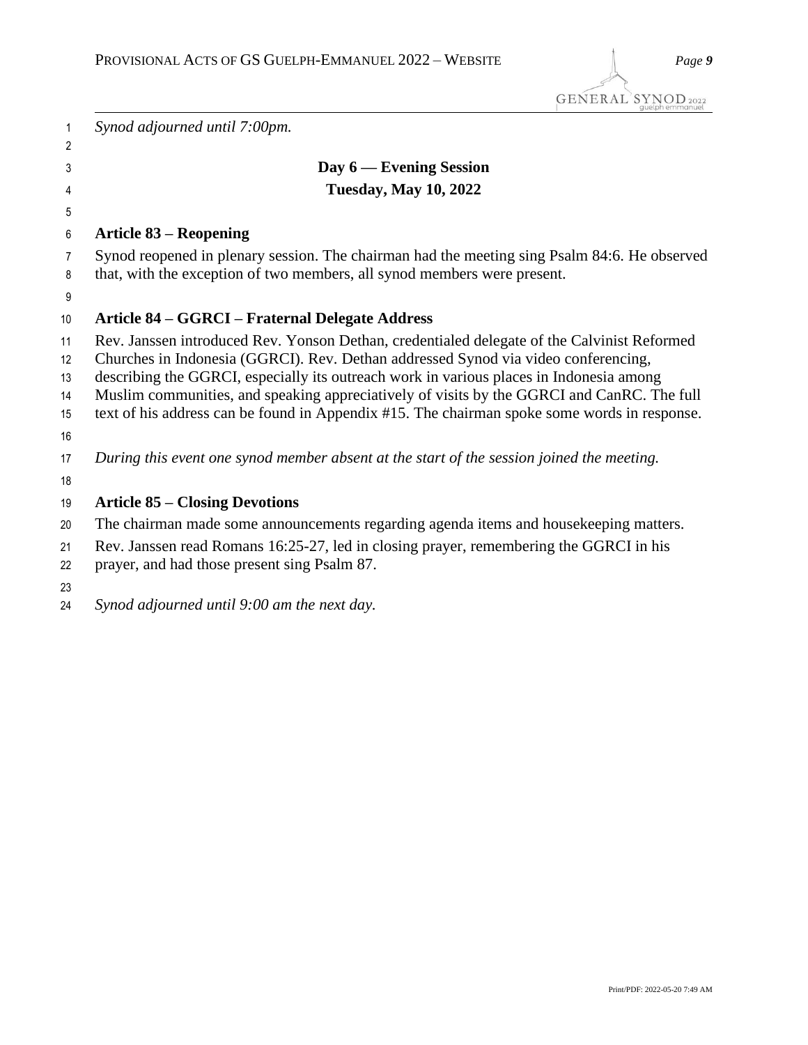*Synod adjourned until 7:00pm.*

## Day 6 — Evening Session
## Tuesday, May 10, 2022

### Article 83 – Reopening

Synod reopened in plenary session. The chairman had the meeting sing Psalm 84:6. He observed that, with the exception of two members, all synod members were present.

### Article 84 – GGRCI – Fraternal Delegate Address

Rev. Janssen introduced Rev. Yonson Dethan, credentialed delegate of the Calvinist Reformed Churches in Indonesia (GGRCI). Rev. Dethan addressed Synod via video conferencing, describing the GGRCI, especially its outreach work in various places in Indonesia among Muslim communities, and speaking appreciatively of visits by the GGRCI and CanRC. The full text of his address can be found in Appendix #15. The chairman spoke some words in response.

*During this event one synod member absent at the start of the session joined the meeting.*

### Article 85 – Closing Devotions

The chairman made some announcements regarding agenda items and housekeeping matters.

Rev. Janssen read Romans 16:25-27, led in closing prayer, remembering the GGRCI in his prayer, and had those present sing Psalm 87.

*Synod adjourned until 9:00 am the next day.*